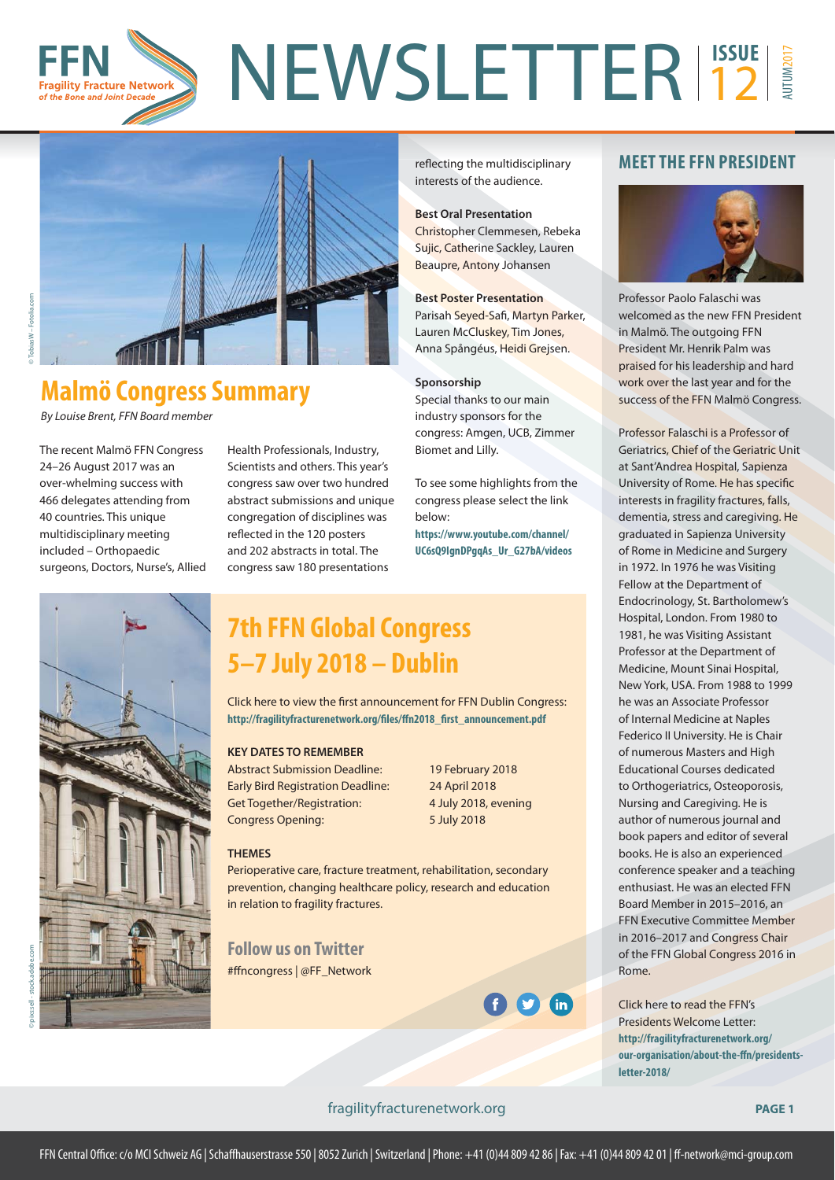# FFN NEWSLETTER

**Fragility Fracture Network** *of the Bone and Joint Decade*

ISSUE 12 AUTUMN 2017

© TobiasW – Fotolia.com

## Malmö Congress Summary

*By Louise Brent, FFN Board member*

The recent Malmö FFN Congress 24–26 August 2017 was an over-whelming success with 466 delegates attending from 40 countries. This unique multidisciplinary meeting included – Orthopaedic surgeons, Doctors, Nurse's, Allied Health Professionals, Industry, Scientists and others. This year's congress saw over two hundred abstract submissions and unique congregation of disciplines was reflected in the 120 posters and 202 abstracts in total. The congress saw 180 presentations reflecting the multidisciplinary interests of the audience.

**Best Oral Presentation**
Christopher Clemmesen, Rebeka Sujic, Catherine Sackley, Lauren Beaupre, Antony Johansen

**Best Poster Presentation**
Parisah Seyed-Safi, Martyn Parker, Lauren McCluskey, Tim Jones, Anna Spångéus, Heidi Grejsen.

**Sponsorship**
Special thanks to our main industry sponsors for the congress: Amgen, UCB, Zimmer Biomet and Lilly.

To see some highlights from the congress please select the link below:
**https://www.youtube.com/channel/UC6sQ9IgnDPgqAs_Ur_G27bA/videos**

© pixssell - stock.adobe.com

## 7th FFN Global Congress 5–7 July 2018 – Dublin

Click here to view the first announcement for FFN Dublin Congress:
**http://fragilityfracturenetwork.org/files/ffn2018_first_announcement.pdf**

**KEY DATES TO REMEMBER**

| | |
|---|---|
| Abstract Submission Deadline: | 19 February 2018 |
| Early Bird Registration Deadline: | 24 April 2018 |
| Get Together/Registration: | 4 July 2018, evening |
| Congress Opening: | 5 July 2018 |

**THEMES**
Perioperative care, fracture treatment, rehabilitation, secondary prevention, changing healthcare policy, research and education in relation to fragility fractures.

### Follow us on Twitter

#ffncongress | @FF_Network

## MEET THE FFN PRESIDENT

Professor Paolo Falaschi was welcomed as the new FFN President in Malmö. The outgoing FFN President Mr. Henrik Palm was praised for his leadership and hard work over the last year and for the success of the FFN Malmö Congress.

Professor Falaschi is a Professor of Geriatrics, Chief of the Geriatric Unit at Sant'Andrea Hospital, Sapienza University of Rome. He has specific interests in fragility fractures, falls, dementia, stress and caregiving. He graduated in Sapienza University of Rome in Medicine and Surgery in 1972. In 1976 he was Visiting Fellow at the Department of Endocrinology, St. Bartholomew's Hospital, London. From 1980 to 1981, he was Visiting Assistant Professor at the Department of Medicine, Mount Sinai Hospital, New York, USA. From 1988 to 1999 he was an Associate Professor of Internal Medicine at Naples Federico II University. He is Chair of numerous Masters and High Educational Courses dedicated to Orthogeriatrics, Osteoporosis, Nursing and Caregiving. He is author of numerous journal and book papers and editor of several books. He is also an experienced conference speaker and a teaching enthusiast. He was an elected FFN Board Member in 2015–2016, an FFN Executive Committee Member in 2016–2017 and Congress Chair of the FFN Global Congress 2016 in Rome.

Click here to read the FFN's Presidents Welcome Letter:
**http://fragilityfracturenetwork.org/our-organisation/about-the-ffn/presidents-letter-2018/**

fragilityfracturenetwork.org

FFN Central Office: c/o MCI Schweiz AG | Schaffhauserstrasse 550 | 8052 Zurich | Switzerland | Phone: +41 (0)44 809 42 86 | Fax: +41 (0)44 809 42 01 | ff-network@mci-group.com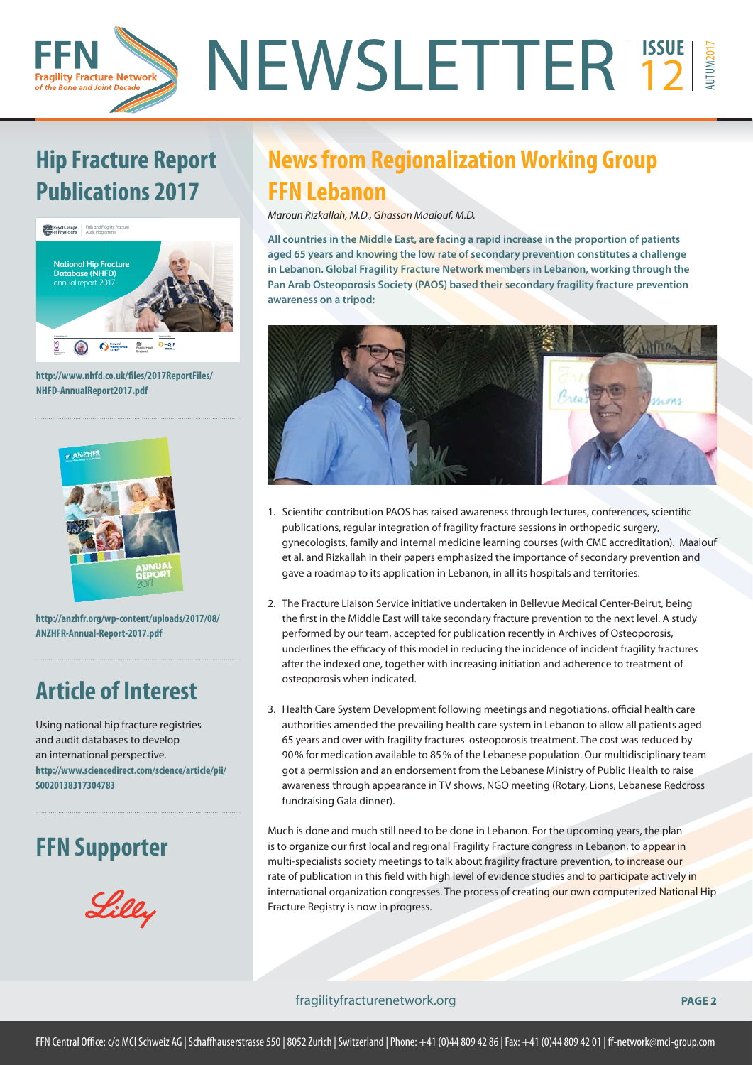# NEWSLETTER

ISSUE 12 AUTUM2017

## Hip Fracture Report Publications 2017

**http://www.nhfd.co.uk/files/2017ReportFiles/NHFD-AnnualReport2017.pdf**

**http://anzhfr.org/wp-content/uploads/2017/08/ANZHFR-Annual-Report-2017.pdf**

## Article of Interest

Using national hip fracture registries and audit databases to develop an international perspective.
**http://www.sciencedirect.com/science/article/pii/S0020138317304783**

## FFN Supporter

Lilly

## News from Regionalization Working Group FFN Lebanon

*Maroun Rizkallah, M.D., Ghassan Maalouf, M.D.*

**All countries in the Middle East, are facing a rapid increase in the proportion of patients aged 65 years and knowing the low rate of secondary prevention constitutes a challenge in Lebanon. Global Fragility Fracture Network members in Lebanon, working through the Pan Arab Osteoporosis Society (PAOS) based their secondary fragility fracture prevention awareness on a tripod:**

1. Scientific contribution PAOS has raised awareness through lectures, conferences, scientific publications, regular integration of fragility fracture sessions in orthopedic surgery, gynecologists, family and internal medicine learning courses (with CME accreditation). Maalouf et al. and Rizkallah in their papers emphasized the importance of secondary prevention and gave a roadmap to its application in Lebanon, in all its hospitals and territories.

2. The Fracture Liaison Service initiative undertaken in Bellevue Medical Center-Beirut, being the first in the Middle East will take secondary fracture prevention to the next level. A study performed by our team, accepted for publication recently in Archives of Osteoporosis, underlines the efficacy of this model in reducing the incidence of incident fragility fractures after the indexed one, together with increasing initiation and adherence to treatment of osteoporosis when indicated.

3. Health Care System Development following meetings and negotiations, official health care authorities amended the prevailing health care system in Lebanon to allow all patients aged 65 years and over with fragility fractures osteoporosis treatment. The cost was reduced by 90 % for medication available to 85 % of the Lebanese population. Our multidisciplinary team got a permission and an endorsement from the Lebanese Ministry of Public Health to raise awareness through appearance in TV shows, NGO meeting (Rotary, Lions, Lebanese Redcross fundraising Gala dinner).

Much is done and much still need to be done in Lebanon. For the upcoming years, the plan is to organize our first local and regional Fragility Fracture congress in Lebanon, to appear in multi-specialists society meetings to talk about fragility fracture prevention, to increase our rate of publication in this field with high level of evidence studies and to participate actively in international organization congresses. The process of creating our own computerized National Hip Fracture Registry is now in progress.

fragilityfracturenetwork.org

FFN Central Office: c/o MCI Schweiz AG | Schaffhauserstrasse 550 | 8052 Zurich | Switzerland | Phone: +41 (0)44 809 42 86 | Fax: +41 (0)44 809 42 01 | ff-network@mci-group.com